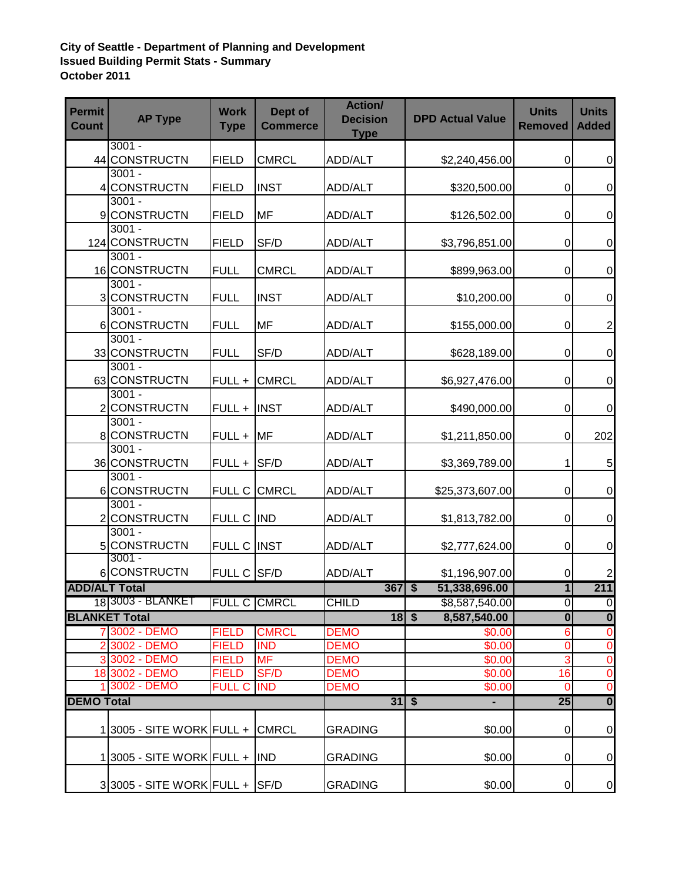**City of Seattle - Department of Planning and Development**
**Issued Building Permit Stats - Summary**
**October 2011**

| Permit Count | AP Type | Work Type | Dept of Commerce | Action/ Decision Type | DPD Actual Value | Units Removed | Units Added |
|---|---|---|---|---|---|---|---|
| 44 | 3001 - CONSTRUCTN | FIELD | CMRCL | ADD/ALT | $2,240,456.00 | 0 | 0 |
| 4 | 3001 - CONSTRUCTN | FIELD | INST | ADD/ALT | $320,500.00 | 0 | 0 |
| 9 | 3001 - CONSTRUCTN | FIELD | MF | ADD/ALT | $126,502.00 | 0 | 0 |
| 124 | 3001 - CONSTRUCTN | FIELD | SF/D | ADD/ALT | $3,796,851.00 | 0 | 0 |
| 16 | 3001 - CONSTRUCTN | FULL | CMRCL | ADD/ALT | $899,963.00 | 0 | 0 |
| 3 | 3001 - CONSTRUCTN | FULL | INST | ADD/ALT | $10,200.00 | 0 | 0 |
| 6 | 3001 - CONSTRUCTN | FULL | MF | ADD/ALT | $155,000.00 | 0 | 2 |
| 33 | 3001 - CONSTRUCTN | FULL | SF/D | ADD/ALT | $628,189.00 | 0 | 0 |
| 63 | 3001 - CONSTRUCTN | FULL + | CMRCL | ADD/ALT | $6,927,476.00 | 0 | 0 |
| 2 | 3001 - CONSTRUCTN | FULL + | INST | ADD/ALT | $490,000.00 | 0 | 0 |
| 8 | 3001 - CONSTRUCTN | FULL + | MF | ADD/ALT | $1,211,850.00 | 0 | 202 |
| 36 | 3001 - CONSTRUCTN | FULL + | SF/D | ADD/ALT | $3,369,789.00 | 1 | 5 |
| 6 | 3001 - CONSTRUCTN | FULL C | CMRCL | ADD/ALT | $25,373,607.00 | 0 | 0 |
| 2 | 3001 - CONSTRUCTN | FULL C | IND | ADD/ALT | $1,813,782.00 | 0 | 0 |
| 5 | 3001 - CONSTRUCTN | FULL C | INST | ADD/ALT | $2,777,624.00 | 0 | 0 |
| 6 | 3001 - CONSTRUCTN | FULL C | SF/D | ADD/ALT | $1,196,907.00 | 0 | 2 |
| **ADD/ALT Total** | | | | **367** | **$ 51,338,696.00** | **1** | **211** |
| 18 | 3003 - BLANKET | FULL C | CMRCL | CHILD | $8,587,540.00 | 0 | 0 |
| **BLANKET Total** | | | | **18** | **$ 8,587,540.00** | **0** | **0** |
| 7 | 3002 - DEMO | FIELD | CMRCL | DEMO | $0.00 | 6 | 0 |
| 2 | 3002 - DEMO | FIELD | IND | DEMO | $0.00 | 0 | 0 |
| 3 | 3002 - DEMO | FIELD | MF | DEMO | $0.00 | 3 | 0 |
| 18 | 3002 - DEMO | FIELD | SF/D | DEMO | $0.00 | 16 | 0 |
| 1 | 3002 - DEMO | FULL C | IND | DEMO | $0.00 | 0 | 0 |
| **DEMO Total** | | | | **31** | **$ -** | **25** | **0** |
| 1 | 3005 - SITE WORK | FULL + | CMRCL | GRADING | $0.00 | 0 | 0 |
| 1 | 3005 - SITE WORK | FULL + | IND | GRADING | $0.00 | 0 | 0 |
| 3 | 3005 - SITE WORK | FULL + | SF/D | GRADING | $0.00 | 0 | 0 |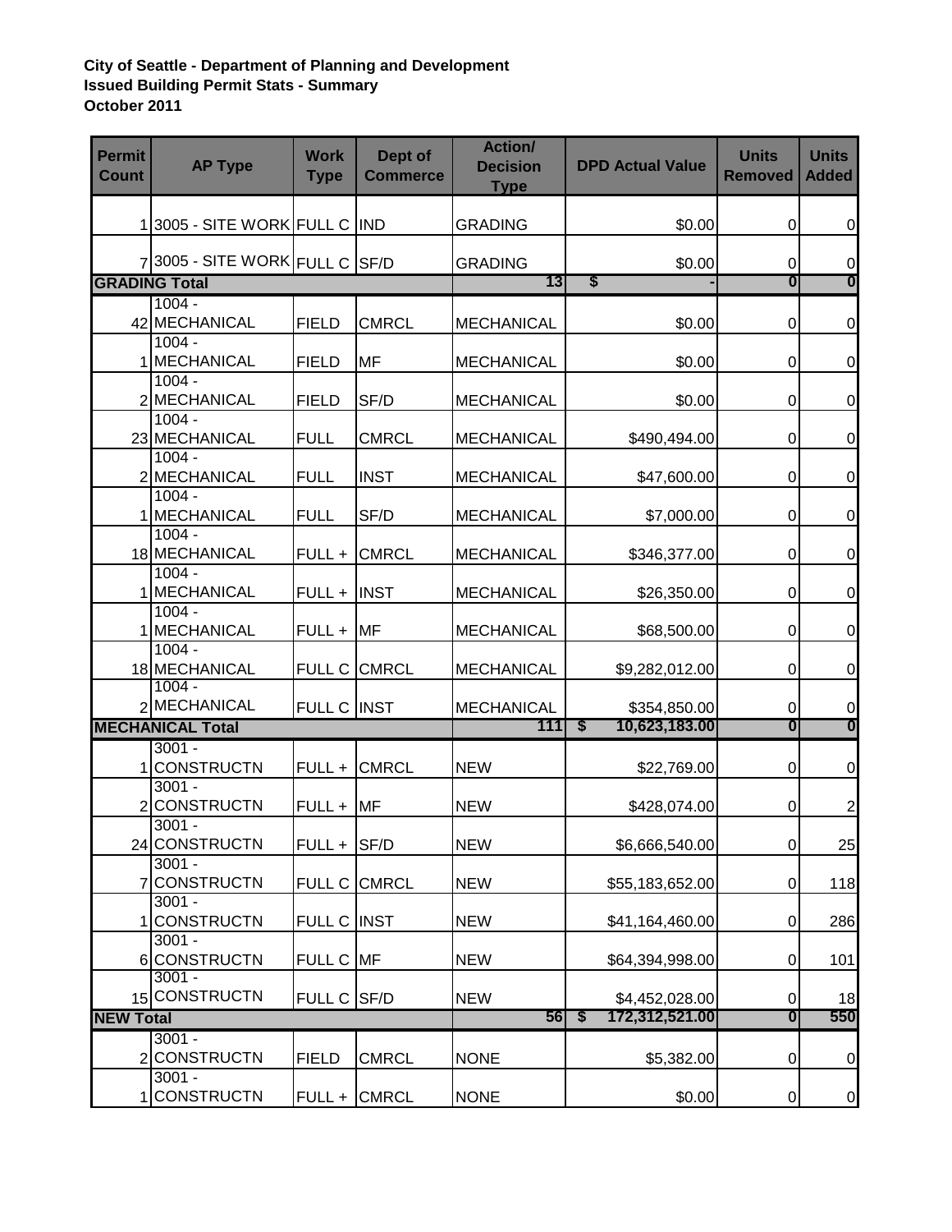**City of Seattle - Department of Planning and Development**
**Issued Building Permit Stats - Summary**
**October 2011**

| Permit Count | AP Type | Work Type | Dept of Commerce | Action/ Decision Type | DPD Actual Value | Units Removed | Units Added |
|---|---|---|---|---|---|---|---|
| 1 | 3005 - SITE WORK | FULL C | IND | GRADING | $0.00 | 0 | 0 |
| 7 | 3005 - SITE WORK | FULL C | SF/D | GRADING | $0.00 | 0 | 0 |
| **GRADING Total** | | | | **13** | **$ -** | **0** | **0** |
| 42 | 1004 - MECHANICAL | FIELD | CMRCL | MECHANICAL | $0.00 | 0 | 0 |
| 1 | 1004 - MECHANICAL | FIELD | MF | MECHANICAL | $0.00 | 0 | 0 |
| 2 | 1004 - MECHANICAL | FIELD | SF/D | MECHANICAL | $0.00 | 0 | 0 |
| 23 | 1004 - MECHANICAL | FULL | CMRCL | MECHANICAL | $490,494.00 | 0 | 0 |
| 2 | 1004 - MECHANICAL | FULL | INST | MECHANICAL | $47,600.00 | 0 | 0 |
| 1 | 1004 - MECHANICAL | FULL | SF/D | MECHANICAL | $7,000.00 | 0 | 0 |
| 18 | 1004 - MECHANICAL | FULL + | CMRCL | MECHANICAL | $346,377.00 | 0 | 0 |
| 1 | 1004 - MECHANICAL | FULL + | INST | MECHANICAL | $26,350.00 | 0 | 0 |
| 1 | 1004 - MECHANICAL | FULL + | MF | MECHANICAL | $68,500.00 | 0 | 0 |
| 18 | 1004 - MECHANICAL | FULL C | CMRCL | MECHANICAL | $9,282,012.00 | 0 | 0 |
| 2 | 1004 - MECHANICAL | FULL C | INST | MECHANICAL | $354,850.00 | 0 | 0 |
| **MECHANICAL Total** | | | | **111** | **$ 10,623,183.00** | **0** | **0** |
| 1 | 3001 - CONSTRUCTN | FULL + | CMRCL | NEW | $22,769.00 | 0 | 0 |
| 2 | 3001 - CONSTRUCTN | FULL + | MF | NEW | $428,074.00 | 0 | 2 |
| 24 | 3001 - CONSTRUCTN | FULL + | SF/D | NEW | $6,666,540.00 | 0 | 25 |
| 7 | 3001 - CONSTRUCTN | FULL C | CMRCL | NEW | $55,183,652.00 | 0 | 118 |
| 1 | 3001 - CONSTRUCTN | FULL C | INST | NEW | $41,164,460.00 | 0 | 286 |
| 6 | 3001 - CONSTRUCTN | FULL C | MF | NEW | $64,394,998.00 | 0 | 101 |
| 15 | 3001 - CONSTRUCTN | FULL C | SF/D | NEW | $4,452,028.00 | 0 | 18 |
| **NEW Total** | | | | **56** | **$ 172,312,521.00** | **0** | **550** |
| 2 | 3001 - CONSTRUCTN | FIELD | CMRCL | NONE | $5,382.00 | 0 | 0 |
| 1 | 3001 - CONSTRUCTN | FULL + | CMRCL | NONE | $0.00 | 0 | 0 |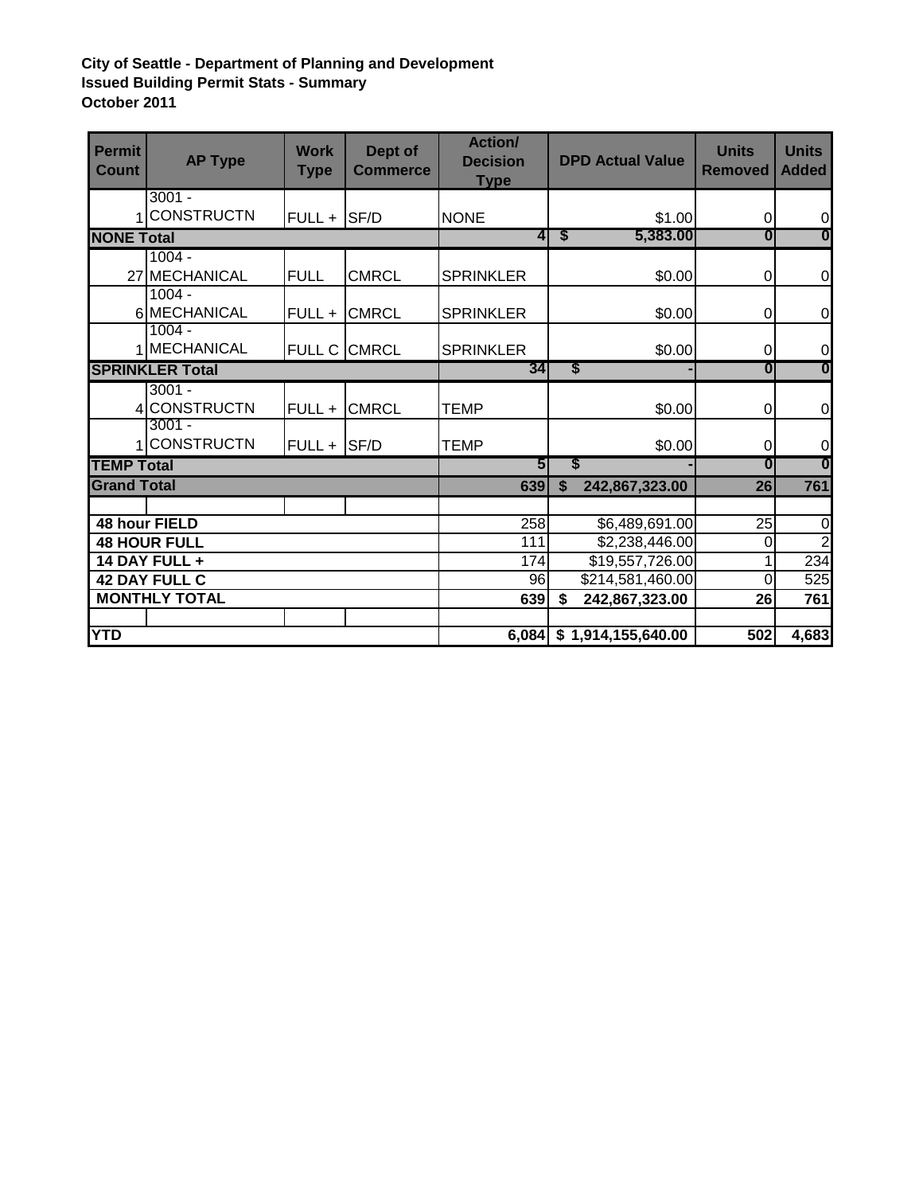**City of Seattle - Department of Planning and Development**
**Issued Building Permit Stats - Summary**
**October 2011**

| Permit Count | AP Type | Work Type | Dept of Commerce | Action/ Decision Type | DPD Actual Value | Units Removed | Units Added |
|---|---|---|---|---|---|---|---|
| 1 | 3001 - CONSTRUCTN | FULL + | SF/D | NONE | $1.00 | 0 | 0 |
| **NONE Total** | | | | **4** | **$ 5,383.00** | **0** | **0** |
| 27 | 1004 - MECHANICAL | FULL | CMRCL | SPRINKLER | $0.00 | 0 | 0 |
| 6 | 1004 - MECHANICAL | FULL + | CMRCL | SPRINKLER | $0.00 | 0 | 0 |
| 1 | 1004 - MECHANICAL | FULL C | CMRCL | SPRINKLER | $0.00 | 0 | 0 |
| **SPRINKLER Total** | | | | **34** | **$ -** | **0** | **0** |
| 4 | 3001 - CONSTRUCTN | FULL + | CMRCL | TEMP | $0.00 | 0 | 0 |
| 1 | 3001 - CONSTRUCTN | FULL + | SF/D | TEMP | $0.00 | 0 | 0 |
| **TEMP Total** | | | | **5** | **$ -** | **0** | **0** |
| **Grand Total** | | | | **639** | **$ 242,867,323.00** | **26** | **761** |
| | | | | | | | |
| **48 hour FIELD** | | | | 258 | $6,489,691.00 | 25 | 0 |
| **48 HOUR FULL** | | | | 111 | $2,238,446.00 | 0 | 2 |
| **14 DAY FULL +** | | | | 174 | $19,557,726.00 | 1 | 234 |
| **42 DAY FULL C** | | | | 96 | $214,581,460.00 | 0 | 525 |
| **MONTHLY TOTAL** | | | | **639** | **$ 242,867,323.00** | **26** | **761** |
| | | | | | | | |
| **YTD** | | | | **6,084** | **$ 1,914,155,640.00** | **502** | **4,683** |